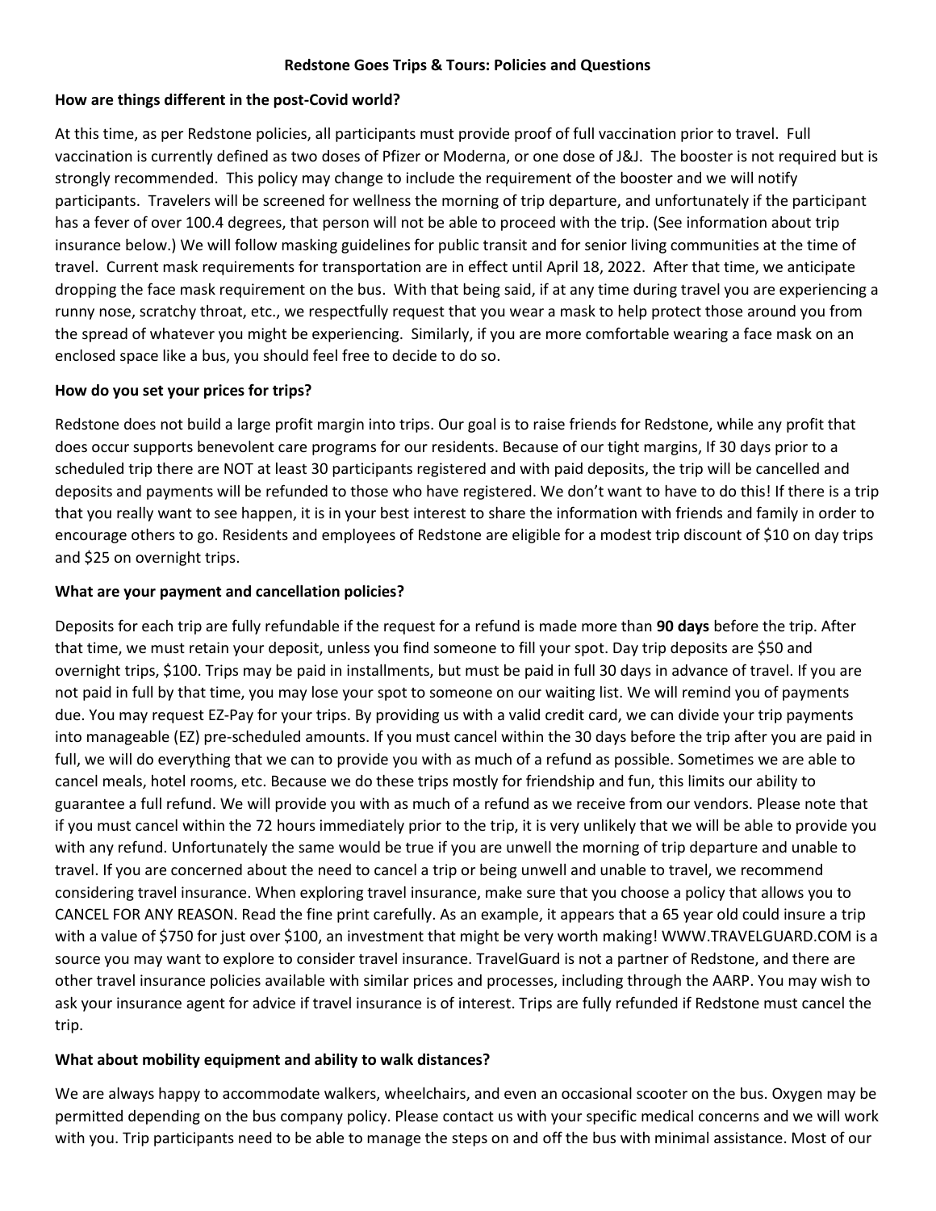**Redstone Goes Trips & Tours: Policies and Questions**

**How are things different in the post-Covid world?**

At this time, as per Redstone policies, all participants must provide proof of full vaccination prior to travel. Full vaccination is currently defined as two doses of Pfizer or Moderna, or one dose of J&J. The booster is not required but is strongly recommended. This policy may change to include the requirement of the booster and we will notify participants. Travelers will be screened for wellness the morning of trip departure, and unfortunately if the participant has a fever of over 100.4 degrees, that person will not be able to proceed with the trip. (See information about trip insurance below.) We will follow masking guidelines for public transit and for senior living communities at the time of travel. Current mask requirements for transportation are in effect until April 18, 2022. After that time, we anticipate dropping the face mask requirement on the bus. With that being said, if at any time during travel you are experiencing a runny nose, scratchy throat, etc., we respectfully request that you wear a mask to help protect those around you from the spread of whatever you might be experiencing. Similarly, if you are more comfortable wearing a face mask on an enclosed space like a bus, you should feel free to decide to do so.

**How do you set your prices for trips?**

Redstone does not build a large profit margin into trips. Our goal is to raise friends for Redstone, while any profit that does occur supports benevolent care programs for our residents. Because of our tight margins, If 30 days prior to a scheduled trip there are NOT at least 30 participants registered and with paid deposits, the trip will be cancelled and deposits and payments will be refunded to those who have registered. We don't want to have to do this! If there is a trip that you really want to see happen, it is in your best interest to share the information with friends and family in order to encourage others to go. Residents and employees of Redstone are eligible for a modest trip discount of $10 on day trips and $25 on overnight trips.

**What are your payment and cancellation policies?**

Deposits for each trip are fully refundable if the request for a refund is made more than **90 days** before the trip. After that time, we must retain your deposit, unless you find someone to fill your spot. Day trip deposits are $50 and overnight trips, $100. Trips may be paid in installments, but must be paid in full 30 days in advance of travel. If you are not paid in full by that time, you may lose your spot to someone on our waiting list. We will remind you of payments due. You may request EZ-Pay for your trips. By providing us with a valid credit card, we can divide your trip payments into manageable (EZ) pre-scheduled amounts. If you must cancel within the 30 days before the trip after you are paid in full, we will do everything that we can to provide you with as much of a refund as possible. Sometimes we are able to cancel meals, hotel rooms, etc. Because we do these trips mostly for friendship and fun, this limits our ability to guarantee a full refund. We will provide you with as much of a refund as we receive from our vendors. Please note that if you must cancel within the 72 hours immediately prior to the trip, it is very unlikely that we will be able to provide you with any refund. Unfortunately the same would be true if you are unwell the morning of trip departure and unable to travel. If you are concerned about the need to cancel a trip or being unwell and unable to travel, we recommend considering travel insurance. When exploring travel insurance, make sure that you choose a policy that allows you to CANCEL FOR ANY REASON. Read the fine print carefully. As an example, it appears that a 65 year old could insure a trip with a value of $750 for just over $100, an investment that might be very worth making! WWW.TRAVELGUARD.COM is a source you may want to explore to consider travel insurance. TravelGuard is not a partner of Redstone, and there are other travel insurance policies available with similar prices and processes, including through the AARP. You may wish to ask your insurance agent for advice if travel insurance is of interest. Trips are fully refunded if Redstone must cancel the trip.

**What about mobility equipment and ability to walk distances?**

We are always happy to accommodate walkers, wheelchairs, and even an occasional scooter on the bus. Oxygen may be permitted depending on the bus company policy. Please contact us with your specific medical concerns and we will work with you. Trip participants need to be able to manage the steps on and off the bus with minimal assistance. Most of our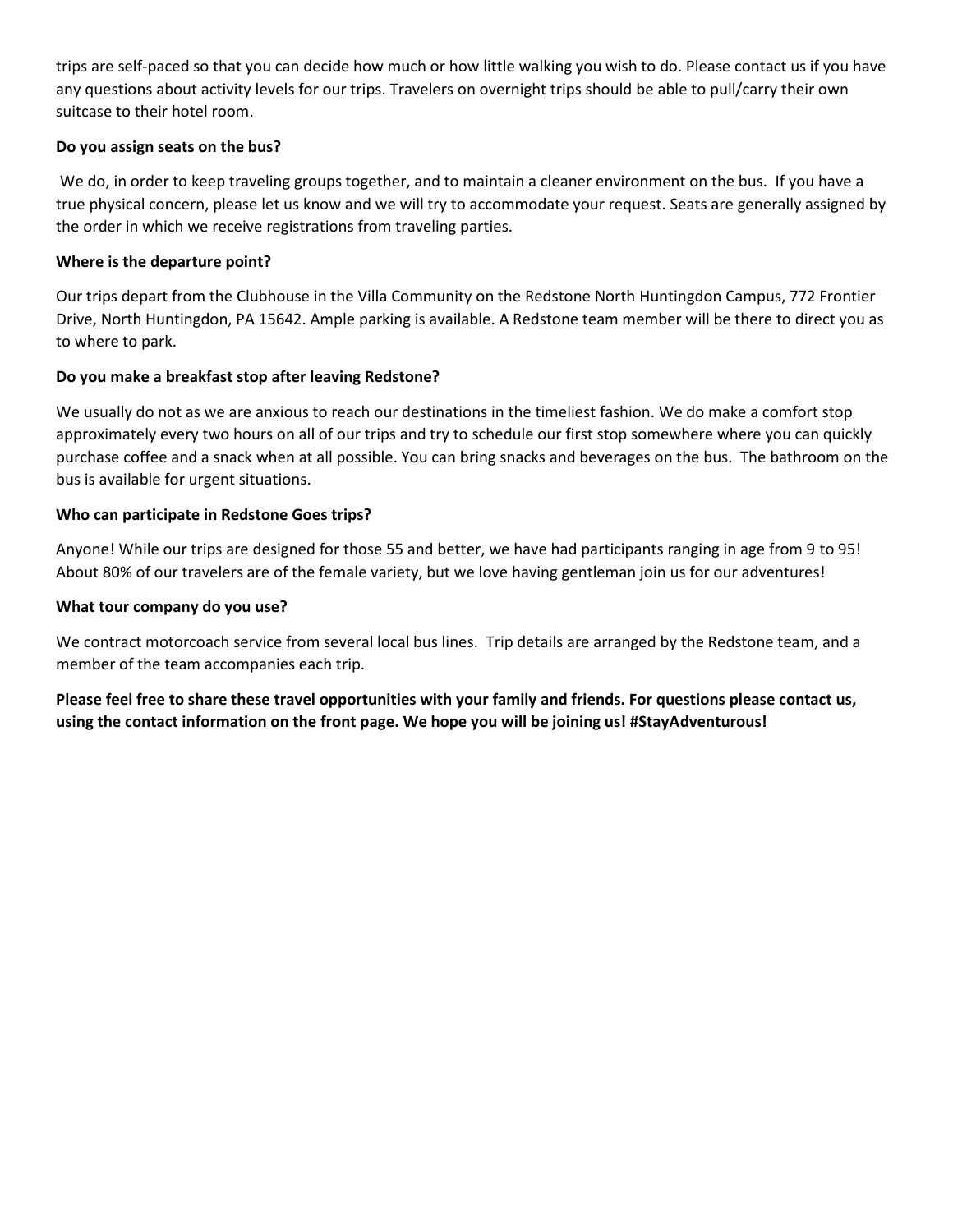trips are self-paced so that you can decide how much or how little walking you wish to do. Please contact us if you have any questions about activity levels for our trips. Travelers on overnight trips should be able to pull/carry their own suitcase to their hotel room.

**Do you assign seats on the bus?**

We do, in order to keep traveling groups together, and to maintain a cleaner environment on the bus. If you have a true physical concern, please let us know and we will try to accommodate your request. Seats are generally assigned by the order in which we receive registrations from traveling parties.

**Where is the departure point?**

Our trips depart from the Clubhouse in the Villa Community on the Redstone North Huntingdon Campus, 772 Frontier Drive, North Huntingdon, PA 15642. Ample parking is available. A Redstone team member will be there to direct you as to where to park.

**Do you make a breakfast stop after leaving Redstone?**

We usually do not as we are anxious to reach our destinations in the timeliest fashion. We do make a comfort stop approximately every two hours on all of our trips and try to schedule our first stop somewhere where you can quickly purchase coffee and a snack when at all possible. You can bring snacks and beverages on the bus. The bathroom on the bus is available for urgent situations.

**Who can participate in Redstone Goes trips?**

Anyone! While our trips are designed for those 55 and better, we have had participants ranging in age from 9 to 95! About 80% of our travelers are of the female variety, but we love having gentleman join us for our adventures!

**What tour company do you use?**

We contract motorcoach service from several local bus lines. Trip details are arranged by the Redstone team, and a member of the team accompanies each trip.

**Please feel free to share these travel opportunities with your family and friends. For questions please contact us, using the contact information on the front page. We hope you will be joining us! #StayAdventurous!**